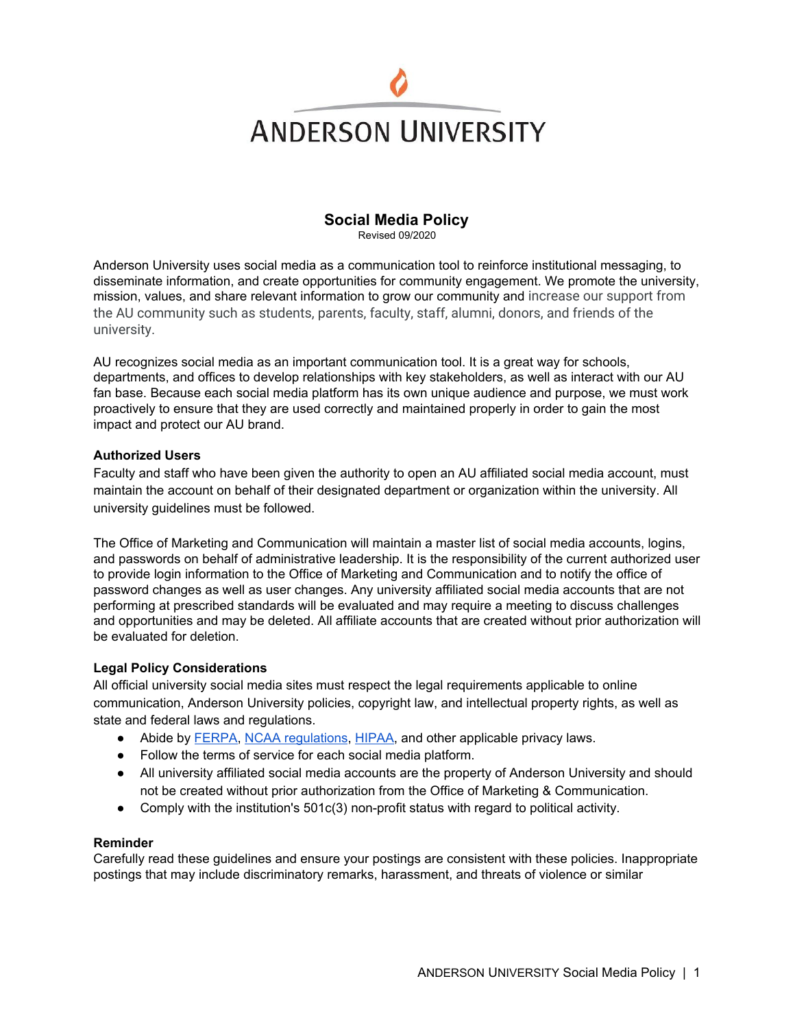# ANDERSON UNIVERSITY

## Social Media Policy

Revised 09/2020

Anderson University uses social media as a communication tool to reinforce institutional messaging, to disseminate information, and create opportunities for community engagement. We promote the university, mission, values, and share relevant information to grow our community and increase our support from the AU community such as students, parents, faculty, staff, alumni, donors, and friends of the university.

AU recognizes social media as an important communication tool. It is a great way for schools, departments, and offices to develop relationships with key stakeholders, as well as interact with our AU fan base. Because each social media platform has its own unique audience and purpose, we must work proactively to ensure that they are used correctly and maintained properly in order to gain the most impact and protect our AU brand.

**Authorized Users**

Faculty and staff who have been given the authority to open an AU affiliated social media account, must maintain the account on behalf of their designated department or organization within the university. All university guidelines must be followed.

The Office of Marketing and Communication will maintain a master list of social media accounts, logins, and passwords on behalf of administrative leadership. It is the responsibility of the current authorized user to provide login information to the Office of Marketing and Communication and to notify the office of password changes as well as user changes. Any university affiliated social media accounts that are not performing at prescribed standards will be evaluated and may require a meeting to discuss challenges and opportunities and may be deleted. All affiliate accounts that are created without prior authorization will be evaluated for deletion.

**Legal Policy Considerations**

All official university social media sites must respect the legal requirements applicable to online communication, Anderson University policies, copyright law, and intellectual property rights, as well as state and federal laws and regulations.

- Abide by FERPA, NCAA regulations, HIPAA, and other applicable privacy laws.
- Follow the terms of service for each social media platform.
- All university affiliated social media accounts are the property of Anderson University and should not be created without prior authorization from the Office of Marketing & Communication.
- Comply with the institution's 501c(3) non-profit status with regard to political activity.

**Reminder**

Carefully read these guidelines and ensure your postings are consistent with these policies. Inappropriate postings that may include discriminatory remarks, harassment, and threats of violence or similar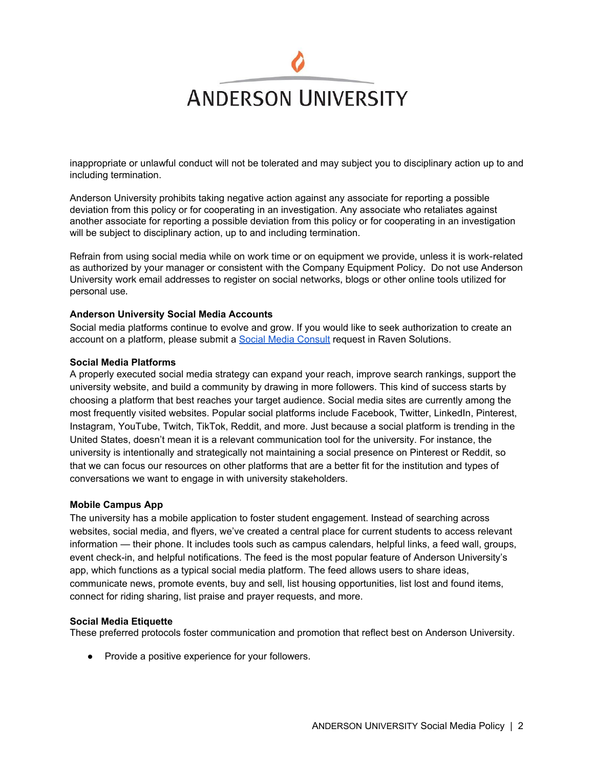inappropriate or unlawful conduct will not be tolerated and may subject you to disciplinary action up to and including termination.

Anderson University prohibits taking negative action against any associate for reporting a possible deviation from this policy or for cooperating in an investigation. Any associate who retaliates against another associate for reporting a possible deviation from this policy or for cooperating in an investigation will be subject to disciplinary action, up to and including termination.

Refrain from using social media while on work time or on equipment we provide, unless it is work-related as authorized by your manager or consistent with the Company Equipment Policy. Do not use Anderson University work email addresses to register on social networks, blogs or other online tools utilized for personal use.

**Anderson University Social Media Accounts**
Social media platforms continue to evolve and grow. If you would like to seek authorization to create an account on a platform, please submit a Social Media Consult request in Raven Solutions.

**Social Media Platforms**
A properly executed social media strategy can expand your reach, improve search rankings, support the university website, and build a community by drawing in more followers. This kind of success starts by choosing a platform that best reaches your target audience. Social media sites are currently among the most frequently visited websites. Popular social platforms include Facebook, Twitter, LinkedIn, Pinterest, Instagram, YouTube, Twitch, TikTok, Reddit, and more. Just because a social platform is trending in the United States, doesn't mean it is a relevant communication tool for the university. For instance, the university is intentionally and strategically not maintaining a social presence on Pinterest or Reddit, so that we can focus our resources on other platforms that are a better fit for the institution and types of conversations we want to engage in with university stakeholders.

**Mobile Campus App**
The university has a mobile application to foster student engagement. Instead of searching across websites, social media, and flyers, we've created a central place for current students to access relevant information — their phone. It includes tools such as campus calendars, helpful links, a feed wall, groups, event check-in, and helpful notifications. The feed is the most popular feature of Anderson University's app, which functions as a typical social media platform. The feed allows users to share ideas, communicate news, promote events, buy and sell, list housing opportunities, list lost and found items, connect for riding sharing, list praise and prayer requests, and more.

**Social Media Etiquette**
These preferred protocols foster communication and promotion that reflect best on Anderson University.

- Provide a positive experience for your followers.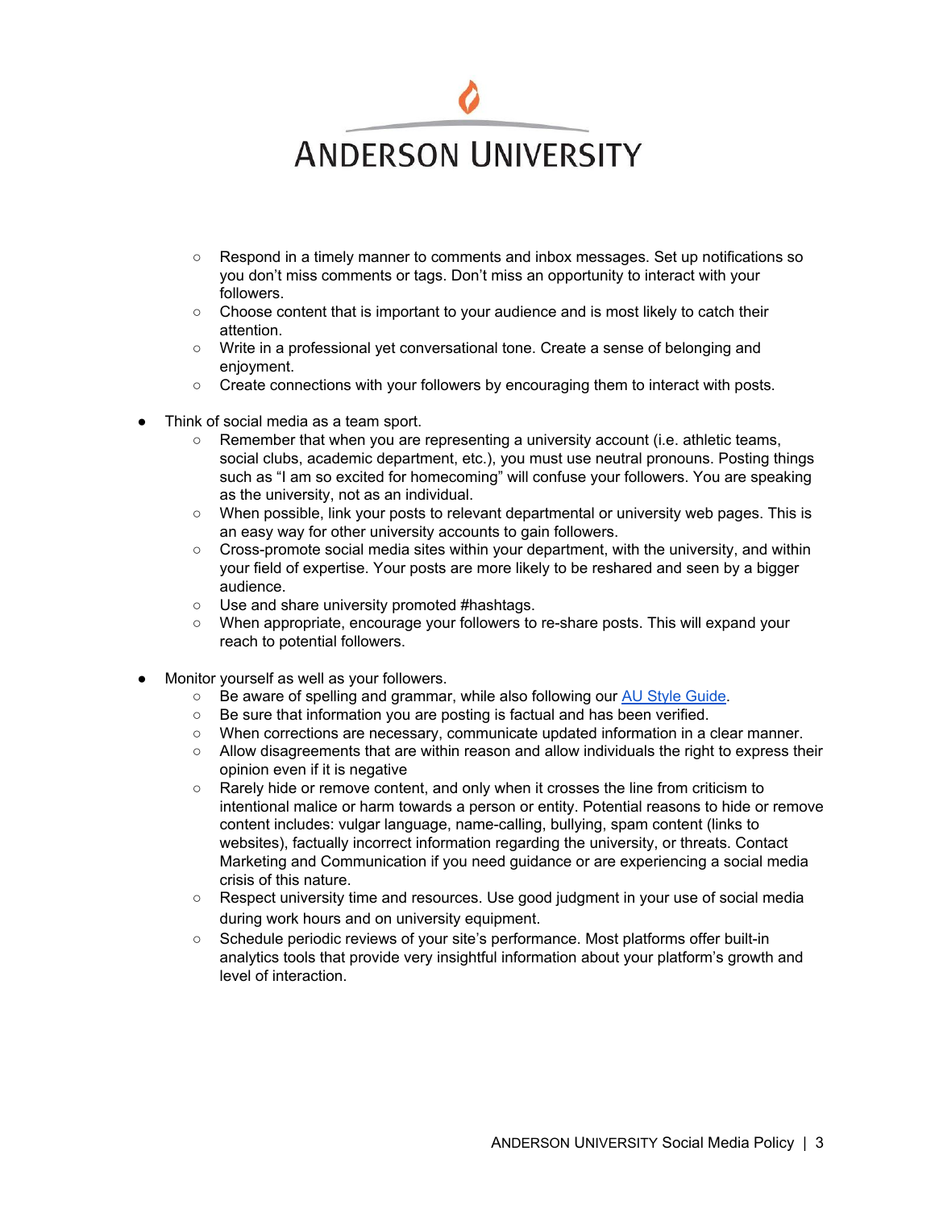- Respond in a timely manner to comments and inbox messages. Set up notifications so you don't miss comments or tags. Don't miss an opportunity to interact with your followers.
    - Choose content that is important to your audience and is most likely to catch their attention.
    - Write in a professional yet conversational tone. Create a sense of belonging and enjoyment.
    - Create connections with your followers by encouraging them to interact with posts.

- Think of social media as a team sport.
    - Remember that when you are representing a university account (i.e. athletic teams, social clubs, academic department, etc.), you must use neutral pronouns. Posting things such as "I am so excited for homecoming" will confuse your followers. You are speaking as the university, not as an individual.
    - When possible, link your posts to relevant departmental or university web pages. This is an easy way for other university accounts to gain followers.
    - Cross-promote social media sites within your department, with the university, and within your field of expertise. Your posts are more likely to be reshared and seen by a bigger audience.
    - Use and share university promoted #hashtags.
    - When appropriate, encourage your followers to re-share posts. This will expand your reach to potential followers.

- Monitor yourself as well as your followers.
    - Be aware of spelling and grammar, while also following our [AU Style Guide](#).
    - Be sure that information you are posting is factual and has been verified.
    - When corrections are necessary, communicate updated information in a clear manner.
    - Allow disagreements that are within reason and allow individuals the right to express their opinion even if it is negative
    - Rarely hide or remove content, and only when it crosses the line from criticism to intentional malice or harm towards a person or entity. Potential reasons to hide or remove content includes: vulgar language, name-calling, bullying, spam content (links to websites), factually incorrect information regarding the university, or threats. Contact Marketing and Communication if you need guidance or are experiencing a social media crisis of this nature.
    - Respect university time and resources. Use good judgment in your use of social media during work hours and on university equipment.
    - Schedule periodic reviews of your site's performance. Most platforms offer built-in analytics tools that provide very insightful information about your platform's growth and level of interaction.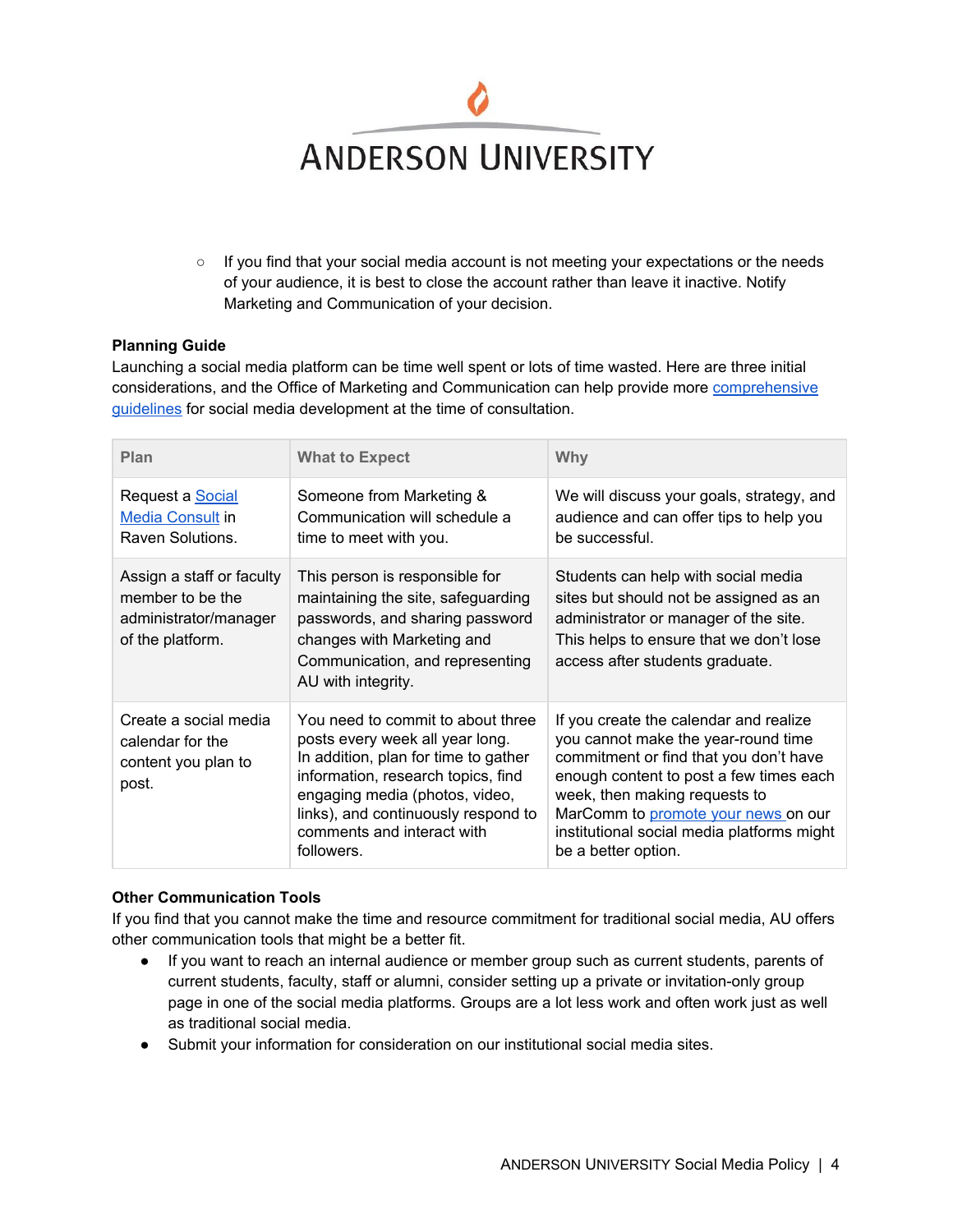- If you find that your social media account is not meeting your expectations or the needs of your audience, it is best to close the account rather than leave it inactive. Notify Marketing and Communication of your decision.

**Planning Guide**

Launching a social media platform can be time well spent or lots of time wasted. Here are three initial considerations, and the Office of Marketing and Communication can help provide more comprehensive guidelines for social media development at the time of consultation.

| Plan | What to Expect | Why |
|---|---|---|
| Request a Social Media Consult in Raven Solutions. | Someone from Marketing & Communication will schedule a time to meet with you. | We will discuss your goals, strategy, and audience and can offer tips to help you be successful. |
| Assign a staff or faculty member to be the administrator/manager of the platform. | This person is responsible for maintaining the site, safeguarding passwords, and sharing password changes with Marketing and Communication, and representing AU with integrity. | Students can help with social media sites but should not be assigned as an administrator or manager of the site. This helps to ensure that we don't lose access after students graduate. |
| Create a social media calendar for the content you plan to post. | You need to commit to about three posts every week all year long. In addition, plan for time to gather information, research topics, find engaging media (photos, video, links), and continuously respond to comments and interact with followers. | If you create the calendar and realize you cannot make the year-round time commitment or find that you don't have enough content to post a few times each week, then making requests to MarComm to promote your news on our institutional social media platforms might be a better option. |

**Other Communication Tools**

If you find that you cannot make the time and resource commitment for traditional social media, AU offers other communication tools that might be a better fit.

- If you want to reach an internal audience or member group such as current students, parents of current students, faculty, staff or alumni, consider setting up a private or invitation-only group page in one of the social media platforms. Groups are a lot less work and often work just as well as traditional social media.
- Submit your information for consideration on our institutional social media sites.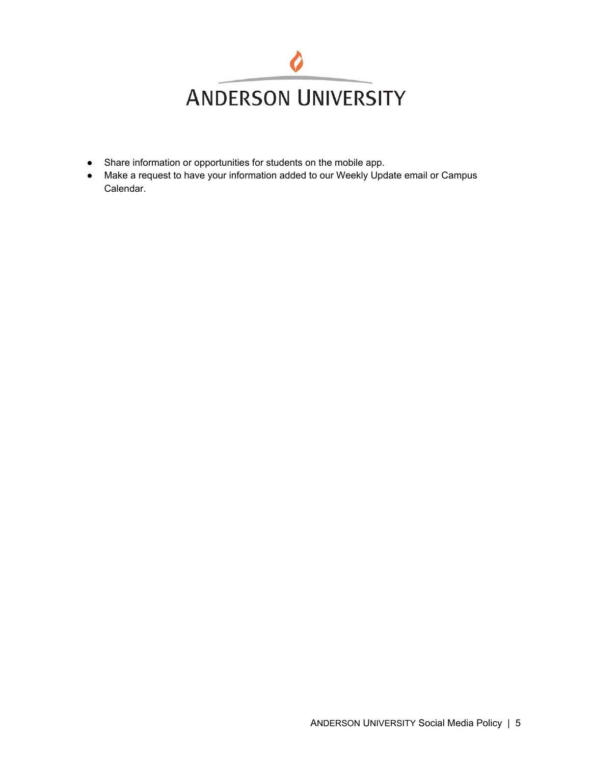- Share information or opportunities for students on the mobile app.
- Make a request to have your information added to our Weekly Update email or Campus Calendar.